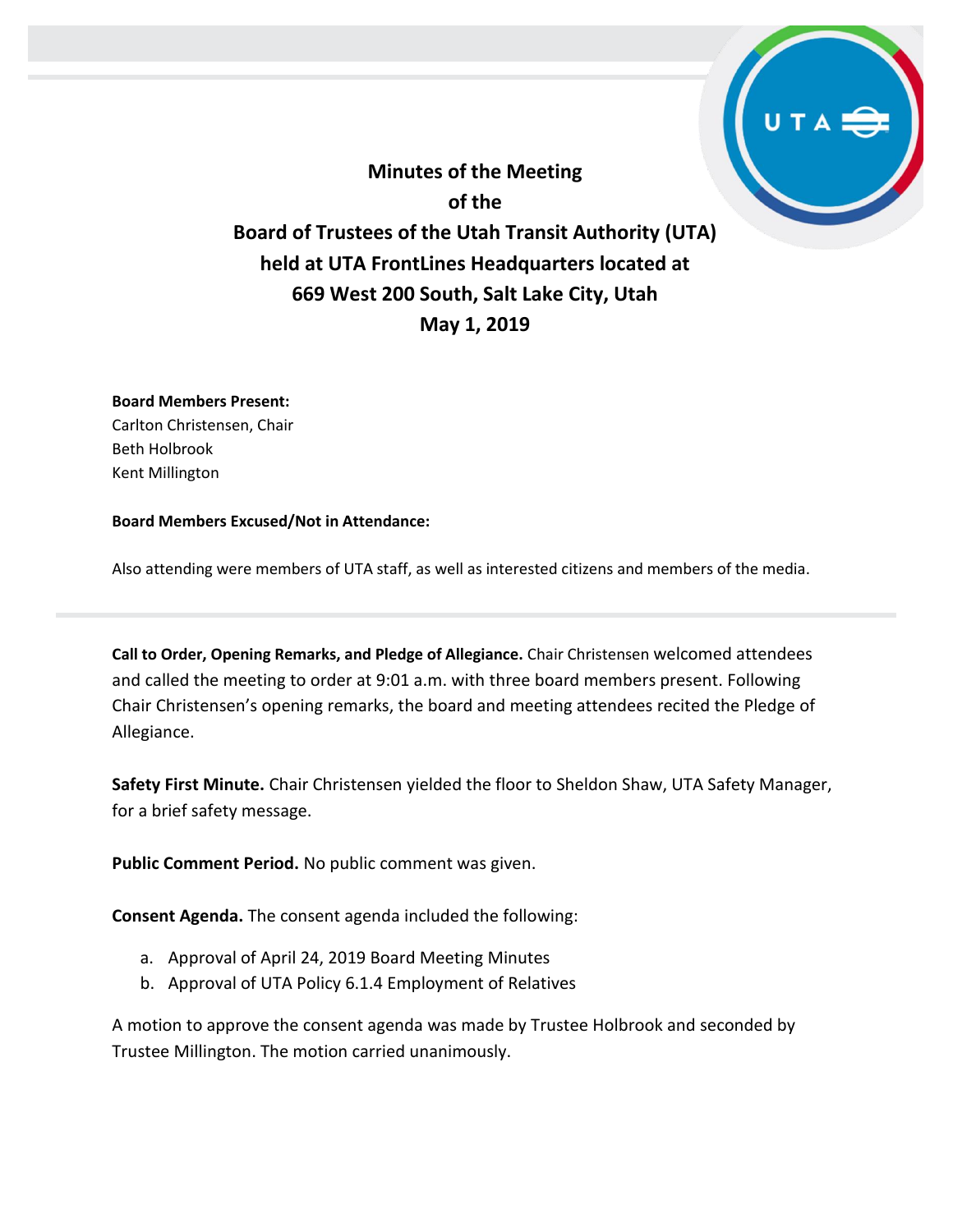# Minutes of the Meeting
# of the
# Board of Trustees of the Utah Transit Authority (UTA)
# held at UTA FrontLines Headquarters located at
# 669 West 200 South, Salt Lake City, Utah
# May 1, 2019

**Board Members Present:**
Carlton Christensen, Chair
Beth Holbrook
Kent Millington

**Board Members Excused/Not in Attendance:**

Also attending were members of UTA staff, as well as interested citizens and members of the media.

---

**Call to Order, Opening Remarks, and Pledge of Allegiance.** Chair Christensen welcomed attendees and called the meeting to order at 9:01 a.m. with three board members present. Following Chair Christensen's opening remarks, the board and meeting attendees recited the Pledge of Allegiance.

**Safety First Minute.** Chair Christensen yielded the floor to Sheldon Shaw, UTA Safety Manager, for a brief safety message.

**Public Comment Period.** No public comment was given.

**Consent Agenda.** The consent agenda included the following:

a. Approval of April 24, 2019 Board Meeting Minutes
b. Approval of UTA Policy 6.1.4 Employment of Relatives

A motion to approve the consent agenda was made by Trustee Holbrook and seconded by Trustee Millington. The motion carried unanimously.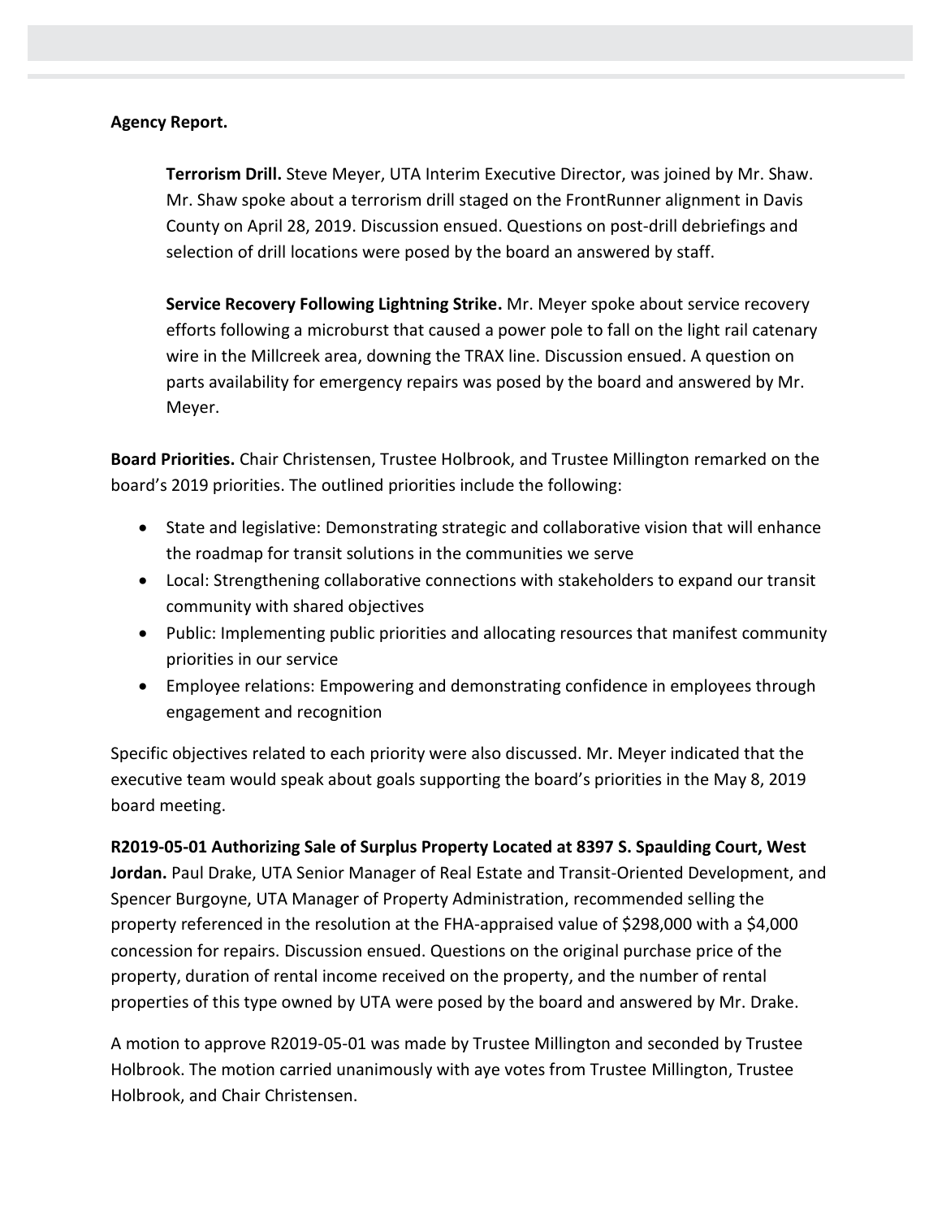**Agency Report.**

> **Terrorism Drill.** Steve Meyer, UTA Interim Executive Director, was joined by Mr. Shaw. Mr. Shaw spoke about a terrorism drill staged on the FrontRunner alignment in Davis County on April 28, 2019. Discussion ensued. Questions on post-drill debriefings and selection of drill locations were posed by the board an answered by staff.
>
> **Service Recovery Following Lightning Strike.** Mr. Meyer spoke about service recovery efforts following a microburst that caused a power pole to fall on the light rail catenary wire in the Millcreek area, downing the TRAX line. Discussion ensued. A question on parts availability for emergency repairs was posed by the board and answered by Mr. Meyer.

**Board Priorities.** Chair Christensen, Trustee Holbrook, and Trustee Millington remarked on the board's 2019 priorities. The outlined priorities include the following:

- State and legislative: Demonstrating strategic and collaborative vision that will enhance the roadmap for transit solutions in the communities we serve
- Local: Strengthening collaborative connections with stakeholders to expand our transit community with shared objectives
- Public: Implementing public priorities and allocating resources that manifest community priorities in our service
- Employee relations: Empowering and demonstrating confidence in employees through engagement and recognition

Specific objectives related to each priority were also discussed. Mr. Meyer indicated that the executive team would speak about goals supporting the board's priorities in the May 8, 2019 board meeting.

**R2019-05-01 Authorizing Sale of Surplus Property Located at 8397 S. Spaulding Court, West Jordan.** Paul Drake, UTA Senior Manager of Real Estate and Transit-Oriented Development, and Spencer Burgoyne, UTA Manager of Property Administration, recommended selling the property referenced in the resolution at the FHA-appraised value of $298,000 with a $4,000 concession for repairs. Discussion ensued. Questions on the original purchase price of the property, duration of rental income received on the property, and the number of rental properties of this type owned by UTA were posed by the board and answered by Mr. Drake.

A motion to approve R2019-05-01 was made by Trustee Millington and seconded by Trustee Holbrook. The motion carried unanimously with aye votes from Trustee Millington, Trustee Holbrook, and Chair Christensen.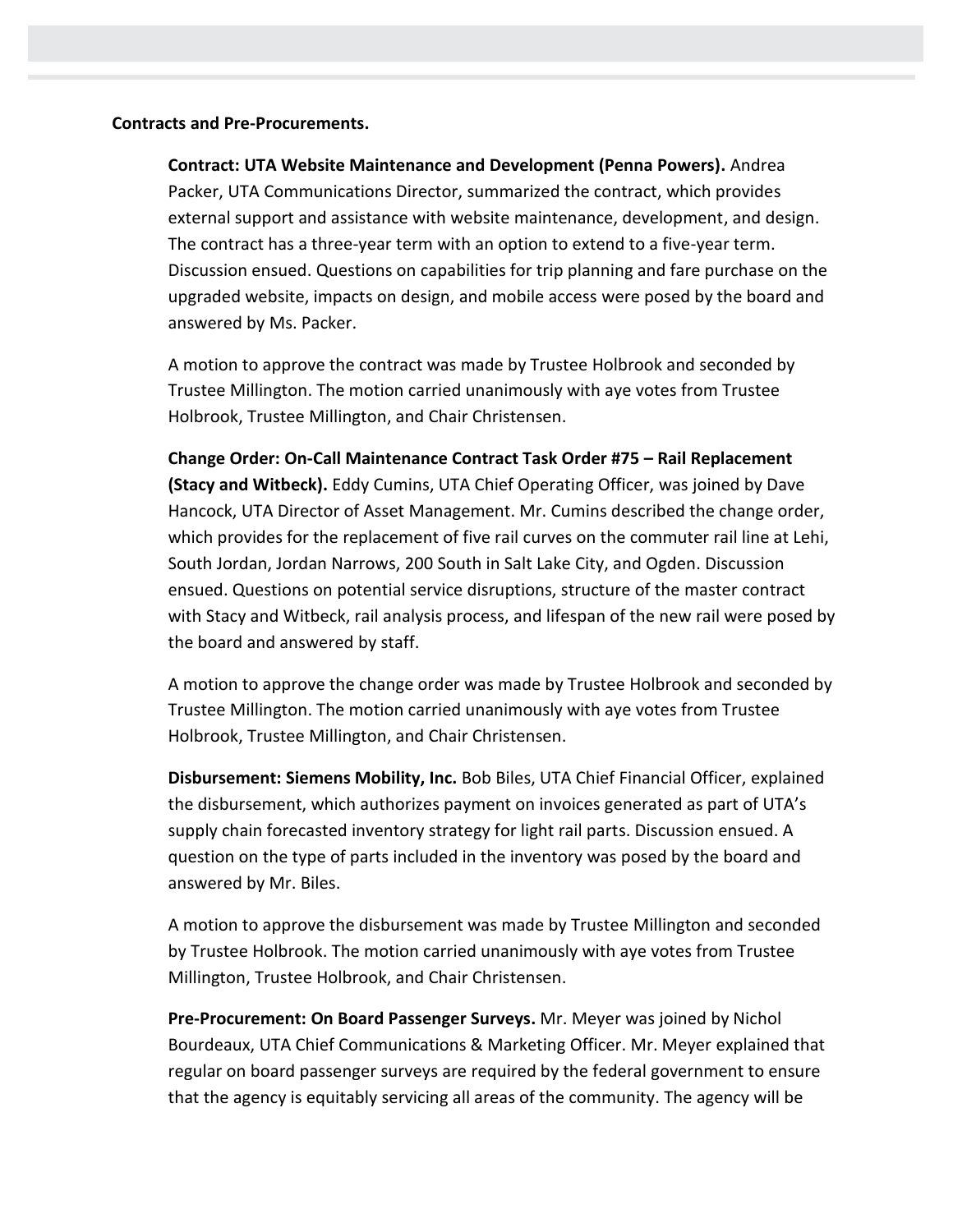**Contracts and Pre-Procurements.**

**Contract: UTA Website Maintenance and Development (Penna Powers).** Andrea Packer, UTA Communications Director, summarized the contract, which provides external support and assistance with website maintenance, development, and design. The contract has a three-year term with an option to extend to a five-year term. Discussion ensued. Questions on capabilities for trip planning and fare purchase on the upgraded website, impacts on design, and mobile access were posed by the board and answered by Ms. Packer.

A motion to approve the contract was made by Trustee Holbrook and seconded by Trustee Millington. The motion carried unanimously with aye votes from Trustee Holbrook, Trustee Millington, and Chair Christensen.

**Change Order: On-Call Maintenance Contract Task Order #75 – Rail Replacement (Stacy and Witbeck).** Eddy Cumins, UTA Chief Operating Officer, was joined by Dave Hancock, UTA Director of Asset Management. Mr. Cumins described the change order, which provides for the replacement of five rail curves on the commuter rail line at Lehi, South Jordan, Jordan Narrows, 200 South in Salt Lake City, and Ogden. Discussion ensued. Questions on potential service disruptions, structure of the master contract with Stacy and Witbeck, rail analysis process, and lifespan of the new rail were posed by the board and answered by staff.

A motion to approve the change order was made by Trustee Holbrook and seconded by Trustee Millington. The motion carried unanimously with aye votes from Trustee Holbrook, Trustee Millington, and Chair Christensen.

**Disbursement: Siemens Mobility, Inc.** Bob Biles, UTA Chief Financial Officer, explained the disbursement, which authorizes payment on invoices generated as part of UTA's supply chain forecasted inventory strategy for light rail parts. Discussion ensued. A question on the type of parts included in the inventory was posed by the board and answered by Mr. Biles.

A motion to approve the disbursement was made by Trustee Millington and seconded by Trustee Holbrook. The motion carried unanimously with aye votes from Trustee Millington, Trustee Holbrook, and Chair Christensen.

**Pre-Procurement: On Board Passenger Surveys.** Mr. Meyer was joined by Nichol Bourdeaux, UTA Chief Communications & Marketing Officer. Mr. Meyer explained that regular on board passenger surveys are required by the federal government to ensure that the agency is equitably servicing all areas of the community. The agency will be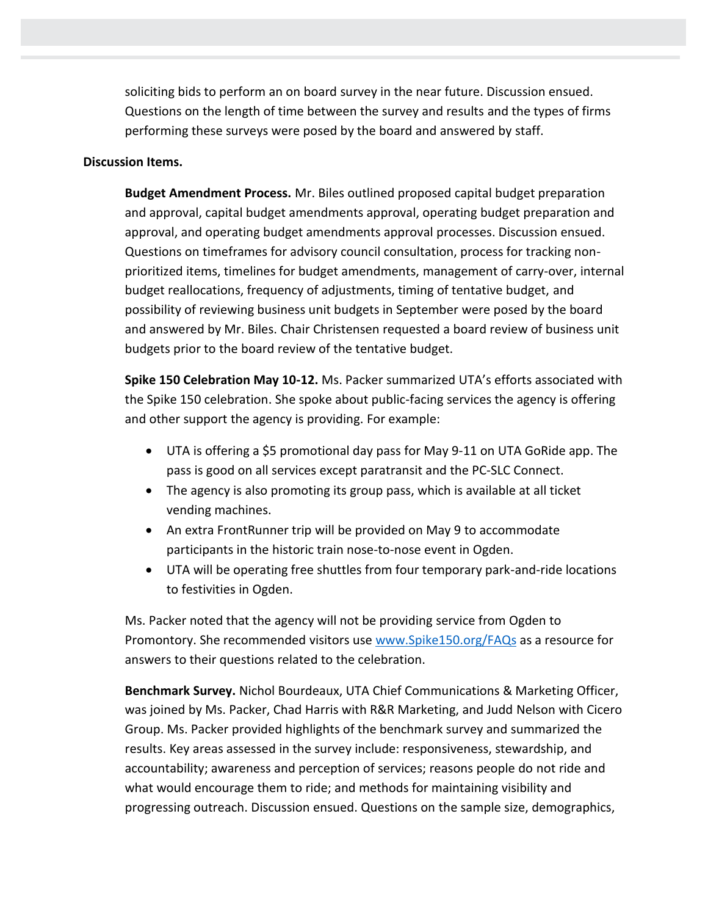soliciting bids to perform an on board survey in the near future. Discussion ensued. Questions on the length of time between the survey and results and the types of firms performing these surveys were posed by the board and answered by staff.

**Discussion Items.**

**Budget Amendment Process.** Mr. Biles outlined proposed capital budget preparation and approval, capital budget amendments approval, operating budget preparation and approval, and operating budget amendments approval processes. Discussion ensued. Questions on timeframes for advisory council consultation, process for tracking non-prioritized items, timelines for budget amendments, management of carry-over, internal budget reallocations, frequency of adjustments, timing of tentative budget, and possibility of reviewing business unit budgets in September were posed by the board and answered by Mr. Biles. Chair Christensen requested a board review of business unit budgets prior to the board review of the tentative budget.

**Spike 150 Celebration May 10-12.** Ms. Packer summarized UTA's efforts associated with the Spike 150 celebration. She spoke about public-facing services the agency is offering and other support the agency is providing. For example:

- UTA is offering a $5 promotional day pass for May 9-11 on UTA GoRide app. The pass is good on all services except paratransit and the PC-SLC Connect.
- The agency is also promoting its group pass, which is available at all ticket vending machines.
- An extra FrontRunner trip will be provided on May 9 to accommodate participants in the historic train nose-to-nose event in Ogden.
- UTA will be operating free shuttles from four temporary park-and-ride locations to festivities in Ogden.

Ms. Packer noted that the agency will not be providing service from Ogden to Promontory. She recommended visitors use [www.Spike150.org/FAQs](www.Spike150.org/FAQs) as a resource for answers to their questions related to the celebration.

**Benchmark Survey.** Nichol Bourdeaux, UTA Chief Communications & Marketing Officer, was joined by Ms. Packer, Chad Harris with R&R Marketing, and Judd Nelson with Cicero Group. Ms. Packer provided highlights of the benchmark survey and summarized the results. Key areas assessed in the survey include: responsiveness, stewardship, and accountability; awareness and perception of services; reasons people do not ride and what would encourage them to ride; and methods for maintaining visibility and progressing outreach. Discussion ensued. Questions on the sample size, demographics,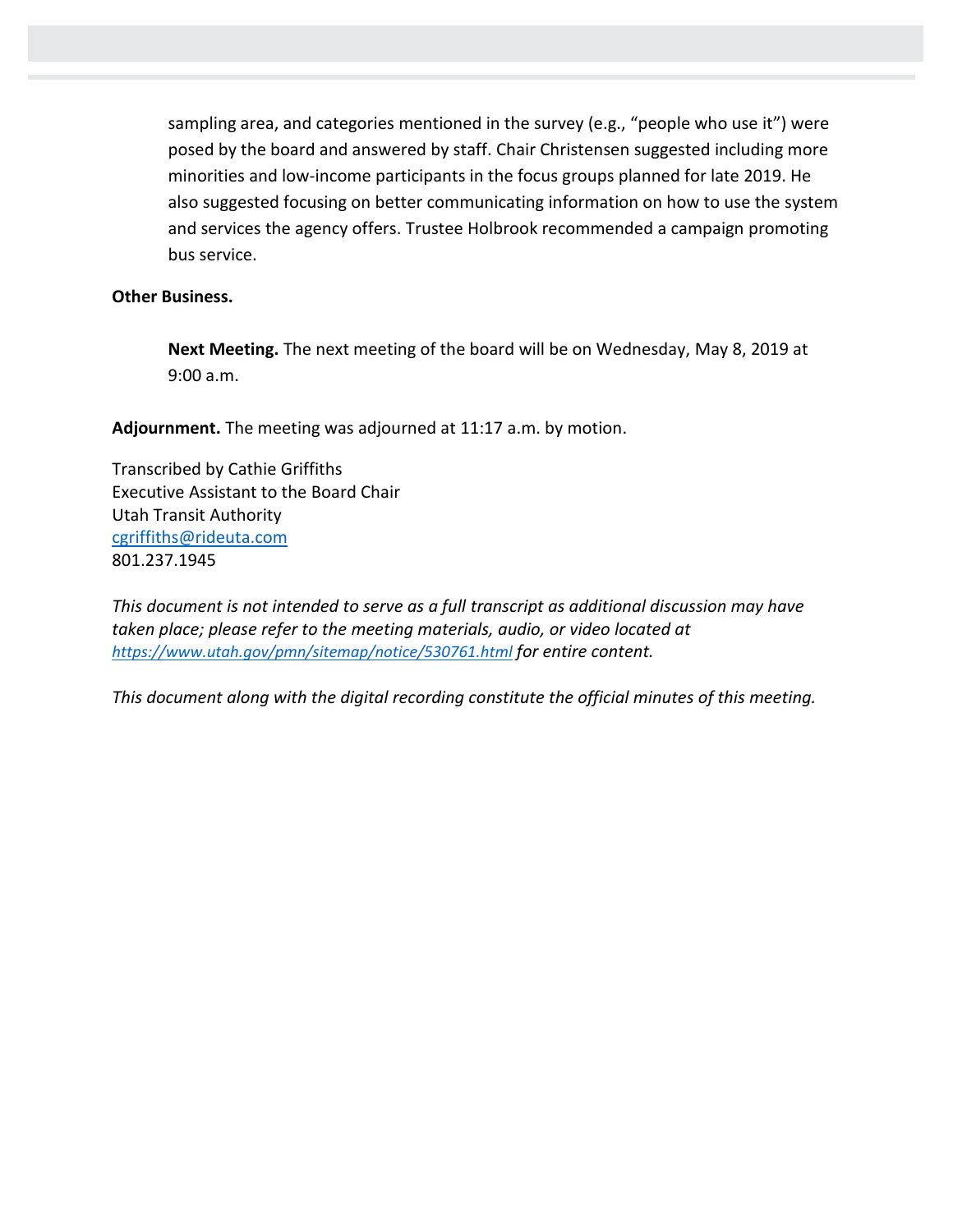sampling area, and categories mentioned in the survey (e.g., "people who use it") were posed by the board and answered by staff. Chair Christensen suggested including more minorities and low-income participants in the focus groups planned for late 2019. He also suggested focusing on better communicating information on how to use the system and services the agency offers. Trustee Holbrook recommended a campaign promoting bus service.

**Other Business.**

**Next Meeting.** The next meeting of the board will be on Wednesday, May 8, 2019 at 9:00 a.m.

**Adjournment.** The meeting was adjourned at 11:17 a.m. by motion.

Transcribed by Cathie Griffiths
Executive Assistant to the Board Chair
Utah Transit Authority
cgriffiths@rideuta.com
801.237.1945

*This document is not intended to serve as a full transcript as additional discussion may have taken place; please refer to the meeting materials, audio, or video located at https://www.utah.gov/pmn/sitemap/notice/530761.html for entire content.*

*This document along with the digital recording constitute the official minutes of this meeting.*